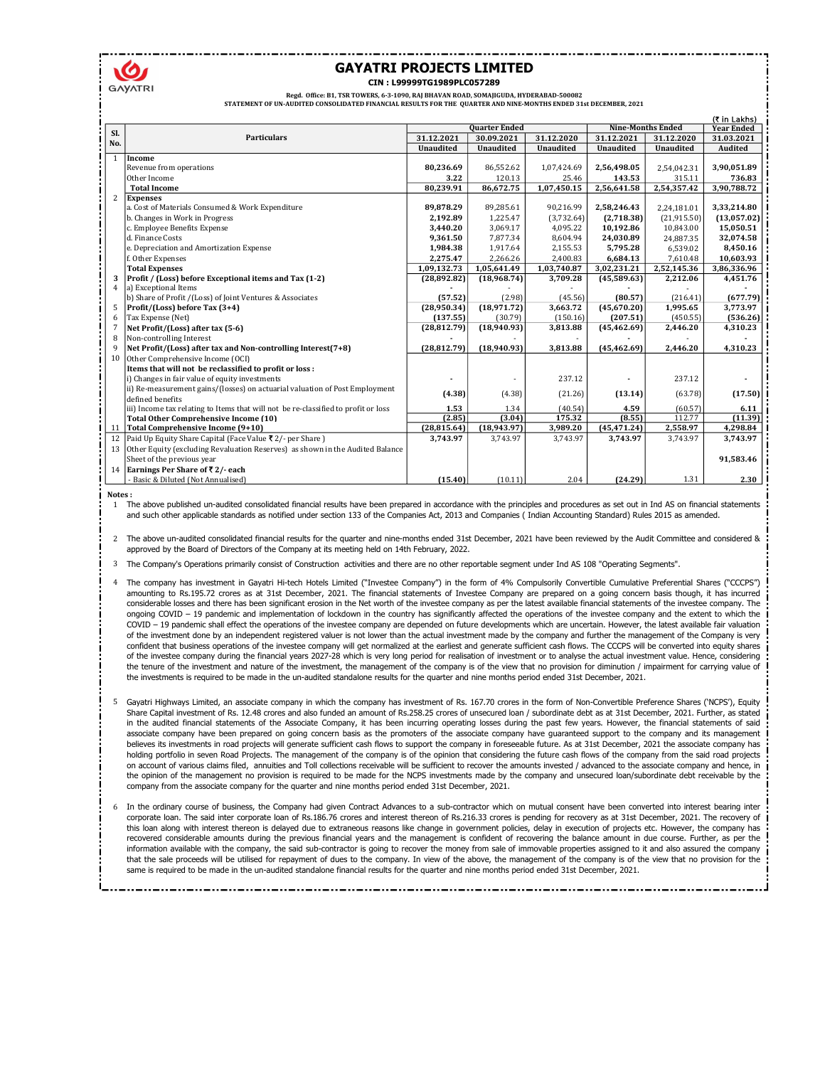# GAYATRI PROJECTS LIMITED

**CIN : L99999TG1989PLC057289**

**Regd. Office: B1, TSR TOWERS, 6-3-1090, RAJ BHAVAN ROAD, SOMAJIGUDA, HYDERABAD-500082**

**STATEMENT OF UN-AUDITED CONSOLIDATED FINANCIAL RESULTS FOR THE QUARTER AND NINE-MONTHS ENDED 31st DECEMBER, 2021**

(₹ in Lakhs)

| Sl. No. | Particulars | Quarter Ended | | | Nine-Months Ended | | Year Ended |
|---|---|---|---|---|---|---|---|
| | | 31.12.2021 | 30.09.2021 | 31.12.2020 | 31.12.2021 | 31.12.2020 | 31.03.2021 |
| | | Unaudited | Unaudited | Unaudited | Unaudited | Unaudited | Audited |
| 1 | **Income** | | | | | | |
| | Revenue from operations | **80,236.69** | 86,552.62 | 1,07,424.69 | **2,56,498.05** | 2,54,042.31 | **3,90,051.89** |
| | Other Income | **3.22** | 120.13 | 25.46 | **143.53** | 315.11 | **736.83** |
| | **Total Income** | **80,239.91** | **86,672.75** | **1,07,450.15** | **2,56,641.58** | **2,54,357.42** | **3,90,788.72** |
| 2 | **Expenses** | | | | | | |
| | a. Cost of Materials Consumed & Work Expenditure | **89,878.29** | 89,285.61 | 90,216.99 | **2,58,246.43** | 2,24,181.01 | **3,33,214.80** |
| | b. Changes in Work in Progress | **2,192.89** | 1,225.47 | (3,732.64) | **(2,718.38)** | (21,915.50) | **(13,057.02)** |
| | c. Employee Benefits Expense | **3,440.20** | 3,069.17 | 4,095.22 | **10,192.86** | 10,843.00 | **15,050.51** |
| | d. Finance Costs | **9,361.50** | 7,877.34 | 8,604.94 | **24,030.89** | 24,887.35 | **32,074.58** |
| | e. Depreciation and Amortization Expense | **1,984.38** | 1,917.64 | 2,155.53 | **5,795.28** | 6,539.02 | **8,450.16** |
| | f. Other Expenses | **2,275.47** | 2,266.26 | 2,400.83 | **6,684.13** | 7,610.48 | **10,603.93** |
| | **Total Expenses** | **1,09,132.73** | **1,05,641.49** | **1,03,740.87** | **3,02,231.21** | **2,52,145.36** | **3,86,336.96** |
| 3 | **Profit / (Loss) before Exceptional items and Tax (1-2)** | **(28,892.82)** | **(18,968.74)** | **3,709.28** | **(45,589.63)** | **2,212.06** | **4,451.76** |
| 4 | a) Exceptional Items | - | - | - | - | - | - |
| | b) Share of Profit /(Loss) of Joint Ventures & Associates | **(57.52)** | (2.98) | (45.56) | **(80.57)** | (216.41) | **(677.79)** |
| 5 | **Profit/(Loss) before Tax (3+4)** | **(28,950.34)** | **(18,971.72)** | **3,663.72** | **(45,670.20)** | **1,995.65** | **3,773.97** |
| 6 | Tax Expense (Net) | **(137.55)** | (30.79) | (150.16) | **(207.51)** | (450.55) | **(536.26)** |
| 7 | **Net Profit/(Loss) after tax (5-6)** | **(28,812.79)** | **(18,940.93)** | **3,813.88** | **(45,462.69)** | **2,446.20** | **4,310.23** |
| 8 | Non-controlling Interest | - | - | - | - | - | - |
| 9 | **Net Profit/(Loss) after tax and Non-controlling Interest(7+8)** | **(28,812.79)** | **(18,940.93)** | **3,813.88** | **(45,462.69)** | **2,446.20** | **4,310.23** |
| 10 | Other Comprehensive Income (OCI) | | | | | | |
| | **Items that will not be reclassified to profit or loss :** | | | | | | |
| | i) Changes in fair value of equity investments | - | - | 237.12 | - | 237.12 | - |
| | ii) Re-measurement gains/(losses) on actuarial valuation of Post Employment defined benefits | **(4.38)** | (4.38) | (21.26) | **(13.14)** | (63.78) | **(17.50)** |
| | iii) Income tax relating to Items that will not be re-classified to profit or loss | **1.53** | 1.34 | (40.54) | **4.59** | (60.57) | **6.11** |
| | **Total Other Comprehensive Income (10)** | **(2.85)** | **(3.04)** | **175.32** | **(8.55)** | 112.77 | **(11.39)** |
| 11 | **Total Comprehensive Income (9+10)** | **(28,815.64)** | **(18,943.97)** | **3,989.20** | **(45,471.24)** | **2,558.97** | **4,298.84** |
| 12 | Paid Up Equity Share Capital (Face Value ₹ 2/- per Share ) | **3,743.97** | 3,743.97 | 3,743.97 | **3,743.97** | 3,743.97 | **3,743.97** |
| 13 | Other Equity (excluding Revaluation Reserves) as shown in the Audited Balance Sheet of the previous year | | | | | | **91,583.46** |
| 14 | **Earnings Per Share of ₹ 2/- each** | | | | | | |
| | - Basic & Diluted (Not Annualised) | **(15.40)** | (10.11) | 2.04 | **(24.29)** | 1.31 | **2.30** |

**Notes :**

1. The above published un-audited consolidated financial results have been prepared in accordance with the principles and procedures as set out in Ind AS on financial statements and such other applicable standards as notified under section 133 of the Companies Act, 2013 and Companies ( Indian Accounting Standard) Rules 2015 as amended.

2. The above un-audited consolidated financial results for the quarter and nine-months ended 31st December, 2021 have been reviewed by the Audit Committee and considered & approved by the Board of Directors of the Company at its meeting held on 14th February, 2022.

3. The Company's Operations primarily consist of Construction activities and there are no other reportable segment under Ind AS 108 "Operating Segments".

4. The company has investment in Gayatri Hi-tech Hotels Limited ("Investee Company") in the form of 4% Compulsorily Convertible Cumulative Preferential Shares ("CCCPS") amounting to Rs.195.72 crores as at 31st December, 2021. The financial statements of Investee Company are prepared on a going concern basis though, it has incurred considerable losses and there has been significant erosion in the Net worth of the investee company as per the latest available financial statements of the investee company. The ongoing COVID – 19 pandemic and implementation of lockdown in the country has significantly affected the operations of the investee company and the extent to which the COVID – 19 pandemic shall effect the operations of the investee company are depended on future developments which are uncertain. However, the latest available fair valuation of the investment done by an independent registered valuer is not lower than the actual investment made by the company and further the management of the Company is very confident that business operations of the investee company will get normalized at the earliest and generate sufficient cash flows. The CCCPS will be converted into equity shares of the investee company during the financial years 2027-28 which is very long period for realisation of investment or to analyse the actual investment value. Hence, considering the tenure of the investment and nature of the investment, the management of the company is of the view that no provision for diminution / impairment for carrying value of the investments is required to be made in the un-audited standalone results for the quarter and nine months period ended 31st December, 2021.

5. Gayatri Highways Limited, an associate company in which the company has investment of Rs. 167.70 crores in the form of Non-Convertible Preference Shares ('NCPS'), Equity Share Capital investment of Rs. 12.48 crores and also funded an amount of Rs.258.25 crores of unsecured loan / subordinate debt as at 31st December, 2021. Further, as stated in the audited financial statements of the Associate Company, it has been incurring operating losses during the past few years. However, the financial statements of said associate company have been prepared on going concern basis as the promoters of the associate company have guaranteed support to the company and its management believes its investments in road projects will generate sufficient cash flows to support the company in foreseeable future. As at 31st December, 2021 the associate company has holding portfolio in seven Road Projects. The management of the company is of the opinion that considering the future cash flows of the company from the said road projects on account of various claims filed, annuities and Toll collections receivable will be sufficient to recover the amounts invested / advanced to the associate company and hence, in the opinion of the management no provision is required to be made for the NCPS investments made by the company and unsecured loan/subordinate debt receivable by the company from the associate company for the quarter and nine months period ended 31st December, 2021.

6. In the ordinary course of business, the Company had given Contract Advances to a sub-contractor which on mutual consent have been converted into interest bearing inter corporate loan. The said inter corporate loan of Rs.186.76 crores and interest thereon of Rs.216.33 crores is pending for recovery as at 31st December, 2021. The recovery of this loan along with interest thereon is delayed due to extraneous reasons like change in government policies, delay in execution of projects etc. However, the company has recovered considerable amounts during the previous financial years and the management is confident of recovering the balance amount in due course. Further, as per the information available with the company, the said sub-contractor is going to recover the money from sale of immovable properties assigned to it and also assured the company that the sale proceeds will be utilised for repayment of dues to the company. In view of the above, the management of the company is of the view that no provision for the same is required to be made in the un-audited standalone financial results for the quarter and nine months period ended 31st December, 2021.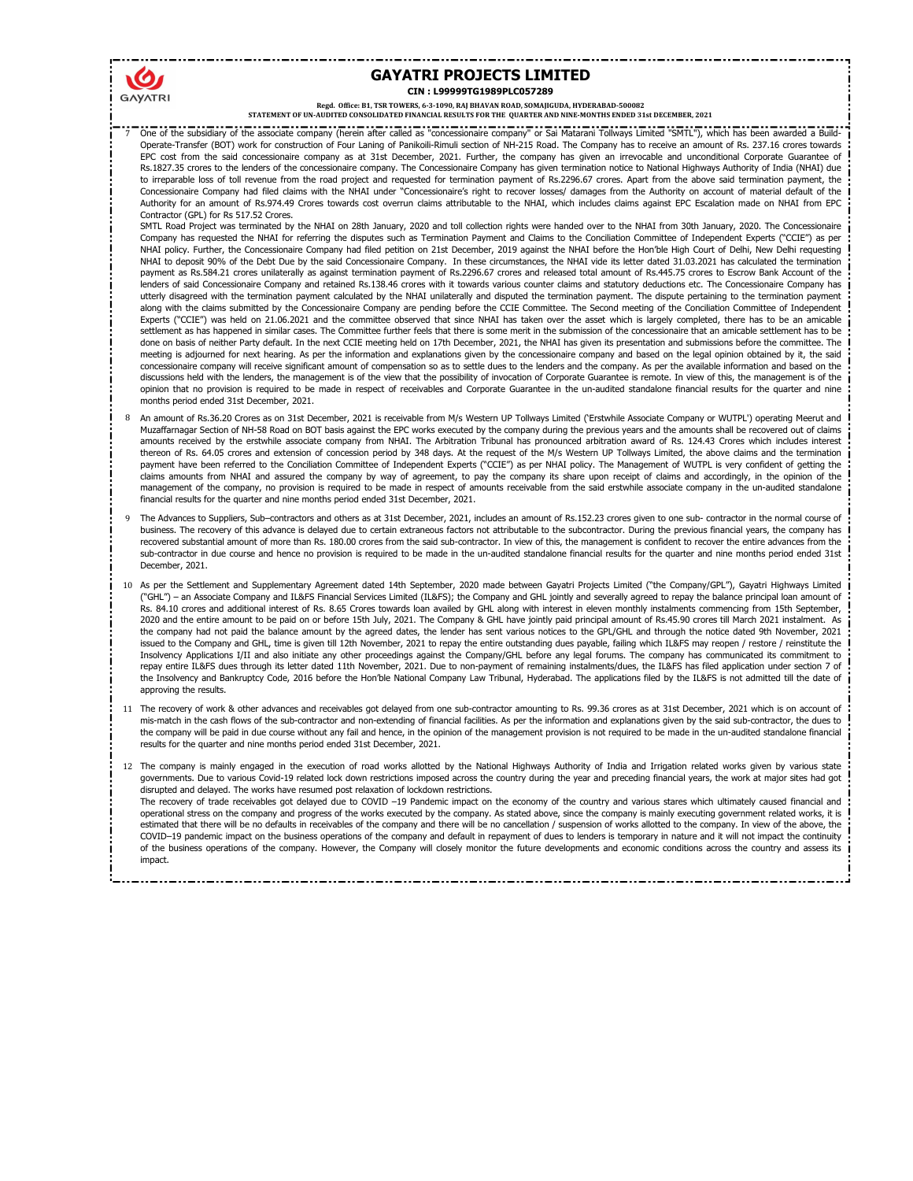# GAYATRI PROJECTS LIMITED

**CIN : L99999TG1989PLC057289**

**Regd. Office: B1, TSR TOWERS, 6-3-1090, RAJ BHAVAN ROAD, SOMAJIGUDA, HYDERABAD-500082**

**STATEMENT OF UN-AUDITED CONSOLIDATED FINANCIAL RESULTS FOR THE QUARTER AND NINE-MONTHS ENDED 31st DECEMBER, 2021**

7 One of the subsidiary of the associate company (herein after called as "concessionaire company" or Sai Matarani Tollways Limited "SMTL"), which has been awarded a Build-Operate-Transfer (BOT) work for construction of Four Laning of Panikoili-Rimuli section of NH-215 Road. The Company has to receive an amount of Rs. 237.16 crores towards EPC cost from the said concessionaire company as at 31st December, 2021. Further, the company has given an irrevocable and unconditional Corporate Guarantee of Rs.1827.35 crores to the lenders of the concessionaire company. The Concessionaire Company has given termination notice to National Highways Authority of India (NHAI) due to irreparable loss of toll revenue from the road project and requested for termination payment of Rs.2296.67 crores. Apart from the above said termination payment, the Concessionaire Company had filed claims with the NHAI under "Concessionaire's right to recover losses/ damages from the Authority on account of material default of the Authority for an amount of Rs.974.49 Crores towards cost overrun claims attributable to the NHAI, which includes claims against EPC Escalation made on NHAI from EPC Contractor (GPL) for Rs 517.52 Crores.

SMTL Road Project was terminated by the NHAI on 28th January, 2020 and toll collection rights were handed over to the NHAI from 30th January, 2020. The Concessionaire Company has requested the NHAI for referring the disputes such as Termination Payment and Claims to the Conciliation Committee of Independent Experts ("CCIE") as per NHAI policy. Further, the Concessionaire Company had filed petition on 21st December, 2019 against the NHAI before the Hon'ble High Court of Delhi, New Delhi requesting NHAI to deposit 90% of the Debt Due by the said Concessionaire Company. In these circumstances, the NHAI vide its letter dated 31.03.2021 has calculated the termination payment as Rs.584.21 crores unilaterally as against termination payment of Rs.2296.67 crores and released total amount of Rs.445.75 crores to Escrow Bank Account of the lenders of said Concessionaire Company and retained Rs.138.46 crores with it towards various counter claims and statutory deductions etc. The Concessionaire Company has utterly disagreed with the termination payment calculated by the NHAI unilaterally and disputed the termination payment. The dispute pertaining to the termination payment along with the claims submitted by the Concessionaire Company are pending before the CCIE Committee. The Second meeting of the Conciliation Committee of Independent Experts ("CCIE") was held on 21.06.2021 and the committee observed that since NHAI has taken over the asset which is largely completed, there has to be an amicable settlement as has happened in similar cases. The Committee further feels that there is some merit in the submission of the concessionaire that an amicable settlement has to be done on basis of neither Party default. In the next CCIE meeting held on 17th December, 2021, the NHAI has given its presentation and submissions before the committee. The meeting is adjourned for next hearing. As per the information and explanations given by the concessionaire company and based on the legal opinion obtained by it, the said concessionaire company will receive significant amount of compensation so as to settle dues to the lenders and the company. As per the available information and based on the discussions held with the lenders, the management is of the view that the possibility of invocation of Corporate Guarantee is remote. In view of this, the management is of the opinion that no provision is required to be made in respect of receivables and Corporate Guarantee in the un-audited standalone financial results for the quarter and nine months period ended 31st December, 2021.

8 An amount of Rs.36.20 Crores as on 31st December, 2021 is receivable from M/s Western UP Tollways Limited ('Erstwhile Associate Company or WUTPL') operating Meerut and Muzaffarnagar Section of NH-58 Road on BOT basis against the EPC works executed by the company during the previous years and the amounts shall be recovered out of claims amounts received by the erstwhile associate company from NHAI. The Arbitration Tribunal has pronounced arbitration award of Rs. 124.43 Crores which includes interest thereon of Rs. 64.05 crores and extension of concession period by 348 days. At the request of the M/s Western UP Tollways Limited, the above claims and the termination payment have been referred to the Conciliation Committee of Independent Experts ("CCIE") as per NHAI policy. The Management of WUTPL is very confident of getting the claims amounts from NHAI and assured the company by way of agreement, to pay the company its share upon receipt of claims and accordingly, in the opinion of the management of the company, no provision is required to be made in respect of amounts receivable from the said erstwhile associate company in the un-audited standalone financial results for the quarter and nine months period ended 31st December, 2021.

9 The Advances to Suppliers, Sub–contractors and others as at 31st December, 2021, includes an amount of Rs.152.23 crores given to one sub- contractor in the normal course of business. The recovery of this advance is delayed due to certain extraneous factors not attributable to the subcontractor. During the previous financial years, the company has recovered substantial amount of more than Rs. 180.00 crores from the said sub-contractor. In view of this, the management is confident to recover the entire advances from the sub-contractor in due course and hence no provision is required to be made in the un-audited standalone financial results for the quarter and nine months period ended 31st December, 2021.

10 As per the Settlement and Supplementary Agreement dated 14th September, 2020 made between Gayatri Projects Limited ("the Company/GPL"), Gayatri Highways Limited ("GHL") – an Associate Company and IL&FS Financial Services Limited (IL&FS); the Company and GHL jointly and severally agreed to repay the balance principal loan amount of Rs. 84.10 crores and additional interest of Rs. 8.65 Crores towards loan availed by GHL along with interest in eleven monthly instalments commencing from 15th September, 2020 and the entire amount to be paid on or before 15th July, 2021. The Company & GHL have jointly paid principal amount of Rs.45.90 crores till March 2021 instalment. As the company had not paid the balance amount by the agreed dates, the lender has sent various notices to the GPL/GHL and through the notice dated 9th November, 2021 issued to the Company and GHL, time is given till 12th November, 2021 to repay the entire outstanding dues payable, failing which IL&FS may reopen / restore / reinstitute the Insolvency Applications I/II and also initiate any other proceedings against the Company/GHL before any legal forums. The company has communicated its commitment to repay entire IL&FS dues through its letter dated 11th November, 2021. Due to non-payment of remaining instalments/dues, the IL&FS has filed application under section 7 of the Insolvency and Bankruptcy Code, 2016 before the Hon'ble National Company Law Tribunal, Hyderabad. The applications filed by the IL&FS is not admitted till the date of approving the results.

11 The recovery of work & other advances and receivables got delayed from one sub-contractor amounting to Rs. 99.36 crores as at 31st December, 2021 which is on account of mis-match in the cash flows of the sub-contractor and non-extending of financial facilities. As per the information and explanations given by the said sub-contractor, the dues to the company will be paid in due course without any fail and hence, in the opinion of the management provision is not required to be made in the un-audited standalone financial results for the quarter and nine months period ended 31st December, 2021.

12 The company is mainly engaged in the execution of road works allotted by the National Highways Authority of India and Irrigation related works given by various state governments. Due to various Covid-19 related lock down restrictions imposed across the country during the year and preceding financial years, the work at major sites had got disrupted and delayed. The works have resumed post relaxation of lockdown restrictions.

The recovery of trade receivables got delayed due to COVID –19 Pandemic impact on the economy of the country and various stares which ultimately caused financial and operational stress on the company and progress of the works executed by the company. As stated above, since the company is mainly executing government related works, it is estimated that there will be no defaults in receivables of the company and there will be no cancellation / suspension of works allotted to the company. In view of the above, the COVID–19 pandemic impact on the business operations of the company and default in repayment of dues to lenders is temporary in nature and it will not impact the continuity of the business operations of the company. However, the Company will closely monitor the future developments and economic conditions across the country and assess its impact.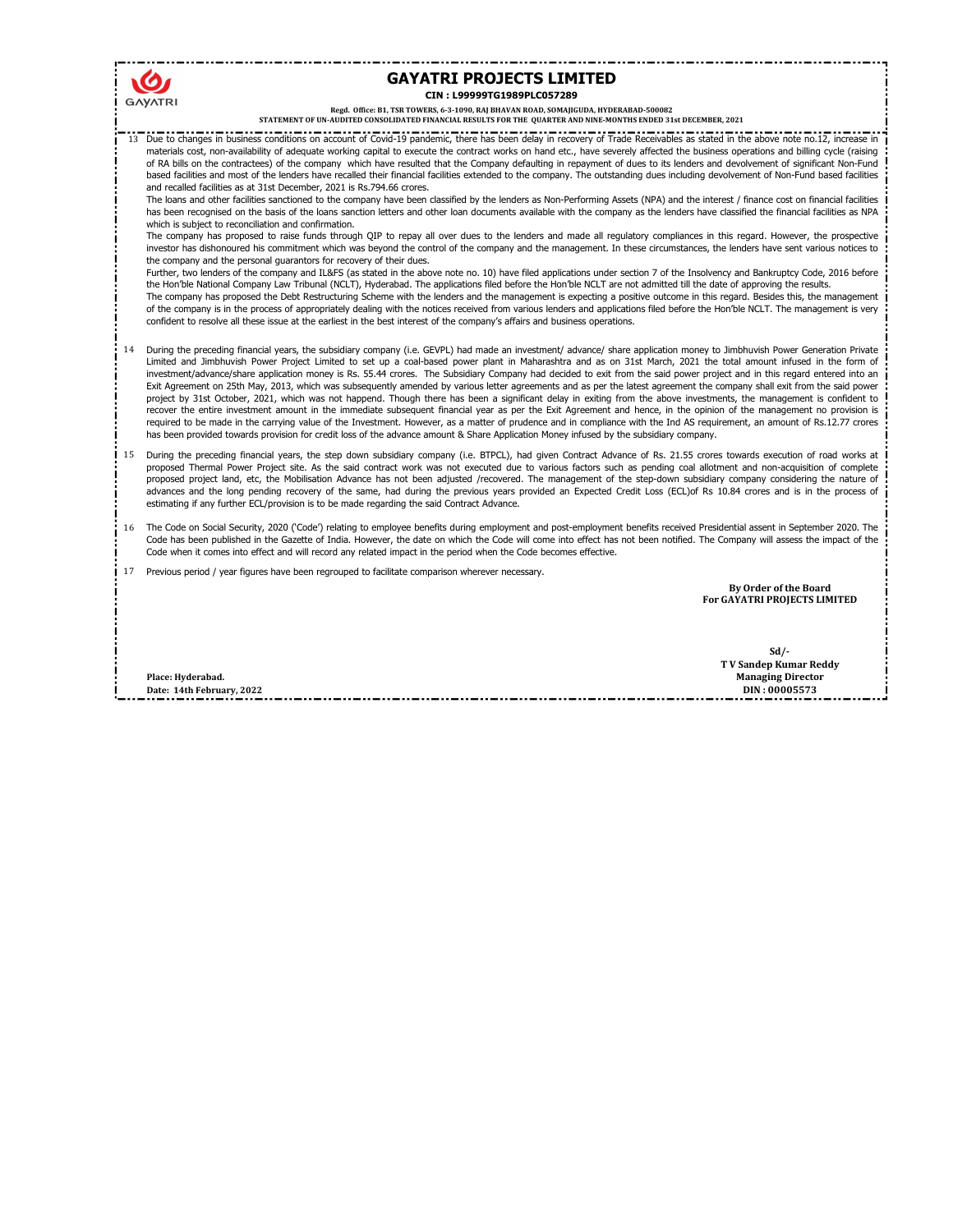# GAYATRI PROJECTS LIMITED

**CIN : L99999TG1989PLC057289**

**Regd. Office: B1, TSR TOWERS, 6-3-1090, RAJ BHAVAN ROAD, SOMAJIGUDA, HYDERABAD-500082**

**STATEMENT OF UN-AUDITED CONSOLIDATED FINANCIAL RESULTS FOR THE QUARTER AND NINE-MONTHS ENDED 31st DECEMBER, 2021**

13 Due to changes in business conditions on account of Covid-19 pandemic, there has been delay in recovery of Trade Receivables as stated in the above note no.12, increase in materials cost, non-availability of adequate working capital to execute the contract works on hand etc., have severely affected the business operations and billing cycle (raising of RA bills on the contractees) of the company which have resulted that the Company defaulting in repayment of dues to its lenders and devolvement of significant Non-Fund based facilities and most of the lenders have recalled their financial facilities extended to the company. The outstanding dues including devolvement of Non-Fund based facilities and recalled facilities as at 31st December, 2021 is Rs.794.66 crores.

The loans and other facilities sanctioned to the company have been classified by the lenders as Non-Performing Assets (NPA) and the interest / finance cost on financial facilities has been recognised on the basis of the loans sanction letters and other loan documents available with the company as the lenders have classified the financial facilities as NPA which is subject to reconciliation and confirmation.

The company has proposed to raise funds through QIP to repay all over dues to the lenders and made all regulatory compliances in this regard. However, the prospective investor has dishonoured his commitment which was beyond the control of the company and the management. In these circumstances, the lenders have sent various notices to the company and the personal guarantors for recovery of their dues.

Further, two lenders of the company and IL&FS (as stated in the above note no. 10) have filed applications under section 7 of the Insolvency and Bankruptcy Code, 2016 before the Hon'ble National Company Law Tribunal (NCLT), Hyderabad. The applications filed before the Hon'ble NCLT are not admitted till the date of approving the results.

The company has proposed the Debt Restructuring Scheme with the lenders and the management is expecting a positive outcome in this regard. Besides this, the management of the company is in the process of appropriately dealing with the notices received from various lenders and applications filed before the Hon'ble NCLT. The management is very confident to resolve all these issue at the earliest in the best interest of the company's affairs and business operations.

14 During the preceding financial years, the subsidiary company (i.e. GEVPL) had made an investment/ advance/ share application money to Jimbhuvish Power Generation Private Limited and Jimbhuvish Power Project Limited to set up a coal-based power plant in Maharashtra and as on 31st March, 2021 the total amount infused in the form of investment/advance/share application money is Rs. 55.44 crores. The Subsidiary Company had decided to exit from the said power project and in this regard entered into an Exit Agreement on 25th May, 2013, which was subsequently amended by various letter agreements and as per the latest agreement the company shall exit from the said power project by 31st October, 2021, which was not happend. Though there has been a significant delay in exiting from the above investments, the management is confident to recover the entire investment amount in the immediate subsequent financial year as per the Exit Agreement and hence, in the opinion of the management no provision is required to be made in the carrying value of the Investment. However, as a matter of prudence and in compliance with the Ind AS requirement, an amount of Rs.12.77 crores has been provided towards provision for credit loss of the advance amount & Share Application Money infused by the subsidiary company.

15 During the preceding financial years, the step down subsidiary company (i.e. BTPCL), had given Contract Advance of Rs. 21.55 crores towards execution of road works at proposed Thermal Power Project site. As the said contract work was not executed due to various factors such as pending coal allotment and non-acquisition of complete proposed project land, etc, the Mobilisation Advance has not been adjusted /recovered. The management of the step-down subsidiary company considering the nature of advances and the long pending recovery of the same, had during the previous years provided an Expected Credit Loss (ECL)of Rs 10.84 crores and is in the process of estimating if any further ECL/provision is to be made regarding the said Contract Advance.

16 The Code on Social Security, 2020 ('Code') relating to employee benefits during employment and post-employment benefits received Presidential assent in September 2020. The Code has been published in the Gazette of India. However, the date on which the Code will come into effect has not been notified. The Company will assess the impact of the Code when it comes into effect and will record any related impact in the period when the Code becomes effective.

17 Previous period / year figures have been regrouped to facilitate comparison wherever necessary.

**By Order of the Board**
**For GAYATRI PROJECTS LIMITED**

**Sd/-**
**T V Sandep Kumar Reddy**
**Managing Director**
**DIN : 00005573**

**Place: Hyderabad.**
**Date: 14th February, 2022**